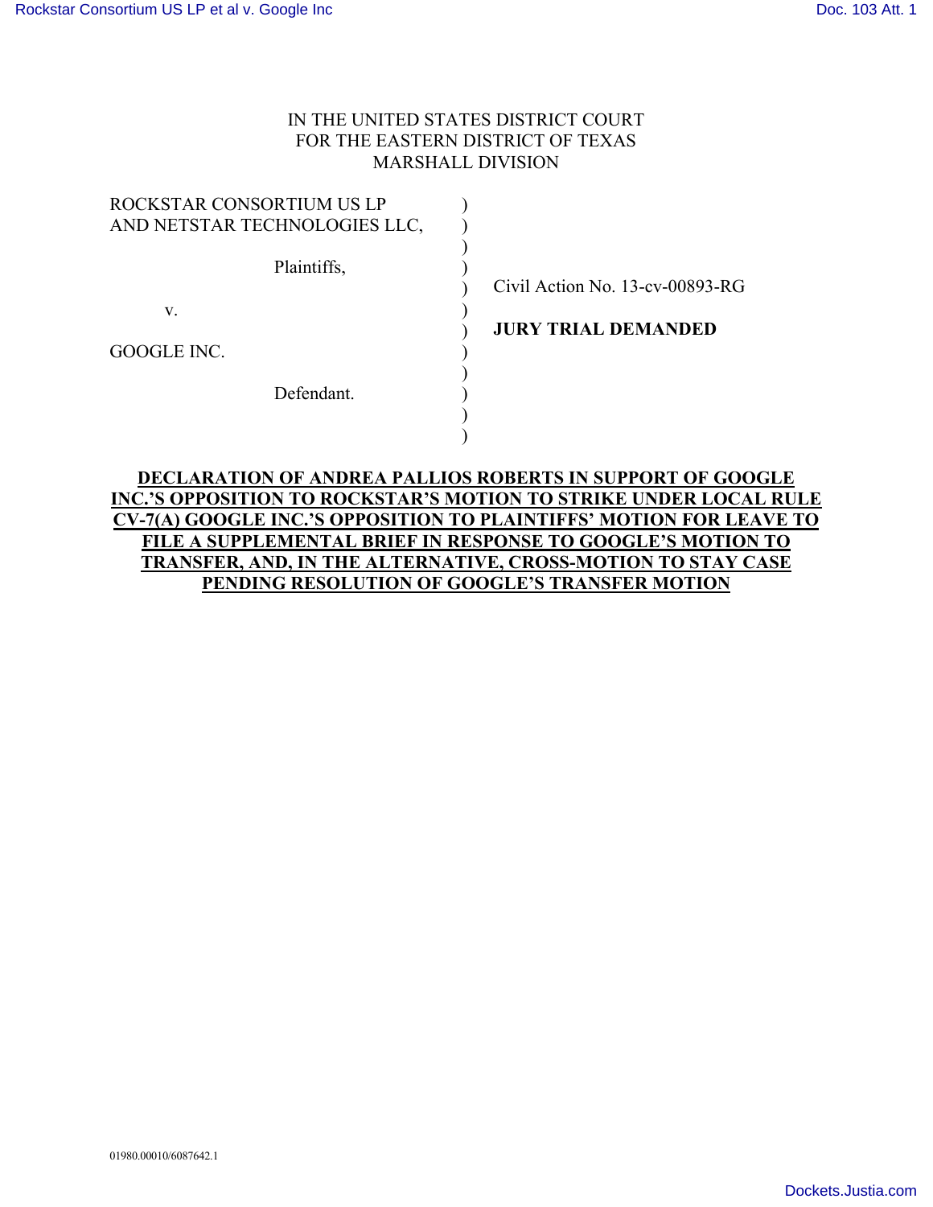IN THE UNITED STATES DISTRICT COURT
FOR THE EASTERN DISTRICT OF TEXAS
MARSHALL DIVISION

| | | |
|---|---|---|
| ROCKSTAR CONSORTIUM US LP AND NETSTAR TECHNOLOGIES LLC, | ) | |
| Plaintiffs, | ) | Civil Action No. 13-cv-00893-RG |
| v. | ) | **JURY TRIAL DEMANDED** |
| GOOGLE INC. | ) | |
| Defendant. | ) | |

**DECLARATION OF ANDREA PALLIOS ROBERTS IN SUPPORT OF GOOGLE INC.'S OPPOSITION TO ROCKSTAR'S MOTION TO STRIKE UNDER LOCAL RULE CV-7(A) GOOGLE INC.'S OPPOSITION TO PLAINTIFFS' MOTION FOR LEAVE TO FILE A SUPPLEMENTAL BRIEF IN RESPONSE TO GOOGLE'S MOTION TO TRANSFER, AND, IN THE ALTERNATIVE, CROSS-MOTION TO STAY CASE PENDING RESOLUTION OF GOOGLE'S TRANSFER MOTION**

01980.00010/6087642.1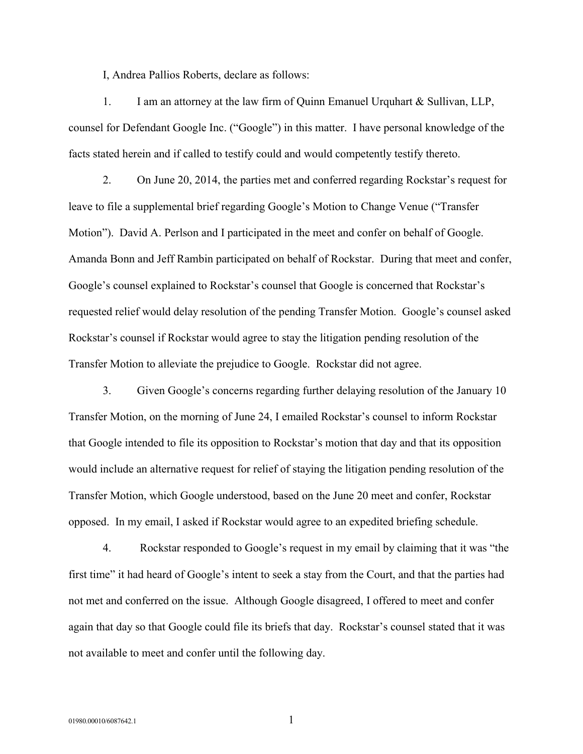I, Andrea Pallios Roberts, declare as follows:

1. I am an attorney at the law firm of Quinn Emanuel Urquhart & Sullivan, LLP, counsel for Defendant Google Inc. ("Google") in this matter. I have personal knowledge of the facts stated herein and if called to testify could and would competently testify thereto.

2. On June 20, 2014, the parties met and conferred regarding Rockstar's request for leave to file a supplemental brief regarding Google's Motion to Change Venue ("Transfer Motion"). David A. Perlson and I participated in the meet and confer on behalf of Google. Amanda Bonn and Jeff Rambin participated on behalf of Rockstar. During that meet and confer, Google's counsel explained to Rockstar's counsel that Google is concerned that Rockstar's requested relief would delay resolution of the pending Transfer Motion. Google's counsel asked Rockstar's counsel if Rockstar would agree to stay the litigation pending resolution of the Transfer Motion to alleviate the prejudice to Google. Rockstar did not agree.

3. Given Google's concerns regarding further delaying resolution of the January 10 Transfer Motion, on the morning of June 24, I emailed Rockstar's counsel to inform Rockstar that Google intended to file its opposition to Rockstar's motion that day and that its opposition would include an alternative request for relief of staying the litigation pending resolution of the Transfer Motion, which Google understood, based on the June 20 meet and confer, Rockstar opposed. In my email, I asked if Rockstar would agree to an expedited briefing schedule.

4. Rockstar responded to Google's request in my email by claiming that it was "the first time" it had heard of Google's intent to seek a stay from the Court, and that the parties had not met and conferred on the issue. Although Google disagreed, I offered to meet and confer again that day so that Google could file its briefs that day. Rockstar's counsel stated that it was not available to meet and confer until the following day.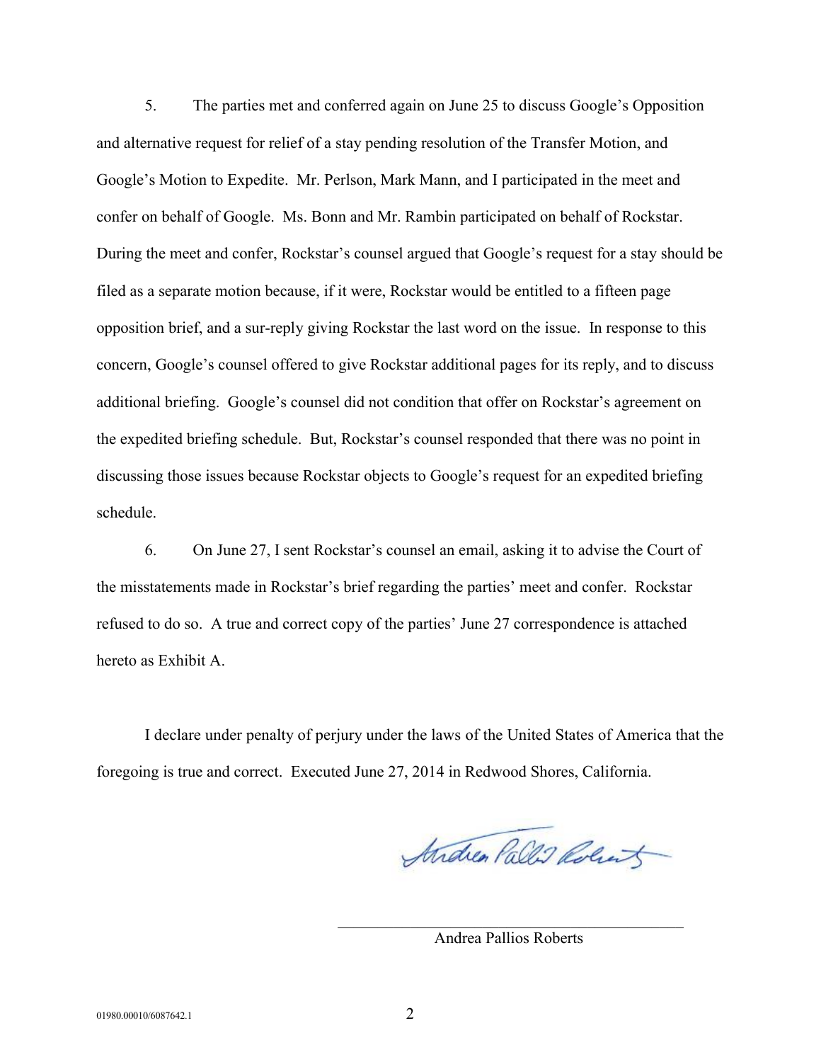5. The parties met and conferred again on June 25 to discuss Google's Opposition and alternative request for relief of a stay pending resolution of the Transfer Motion, and Google's Motion to Expedite. Mr. Perlson, Mark Mann, and I participated in the meet and confer on behalf of Google. Ms. Bonn and Mr. Rambin participated on behalf of Rockstar. During the meet and confer, Rockstar's counsel argued that Google's request for a stay should be filed as a separate motion because, if it were, Rockstar would be entitled to a fifteen page opposition brief, and a sur-reply giving Rockstar the last word on the issue. In response to this concern, Google's counsel offered to give Rockstar additional pages for its reply, and to discuss additional briefing. Google's counsel did not condition that offer on Rockstar's agreement on the expedited briefing schedule. But, Rockstar's counsel responded that there was no point in discussing those issues because Rockstar objects to Google's request for an expedited briefing schedule.

6. On June 27, I sent Rockstar's counsel an email, asking it to advise the Court of the misstatements made in Rockstar's brief regarding the parties' meet and confer. Rockstar refused to do so. A true and correct copy of the parties' June 27 correspondence is attached hereto as Exhibit A.

I declare under penalty of perjury under the laws of the United States of America that the foregoing is true and correct. Executed June 27, 2014 in Redwood Shores, California.

Andrea Pallios Roberts

\_\_\_\_\_\_\_\_\_\_\_\_\_\_\_\_\_\_\_\_\_\_\_\_\_\_\_\_\_\_\_\_\_\_\_\_\_\_\_\_

Andrea Pallios Roberts

01980.00010/6087642.1